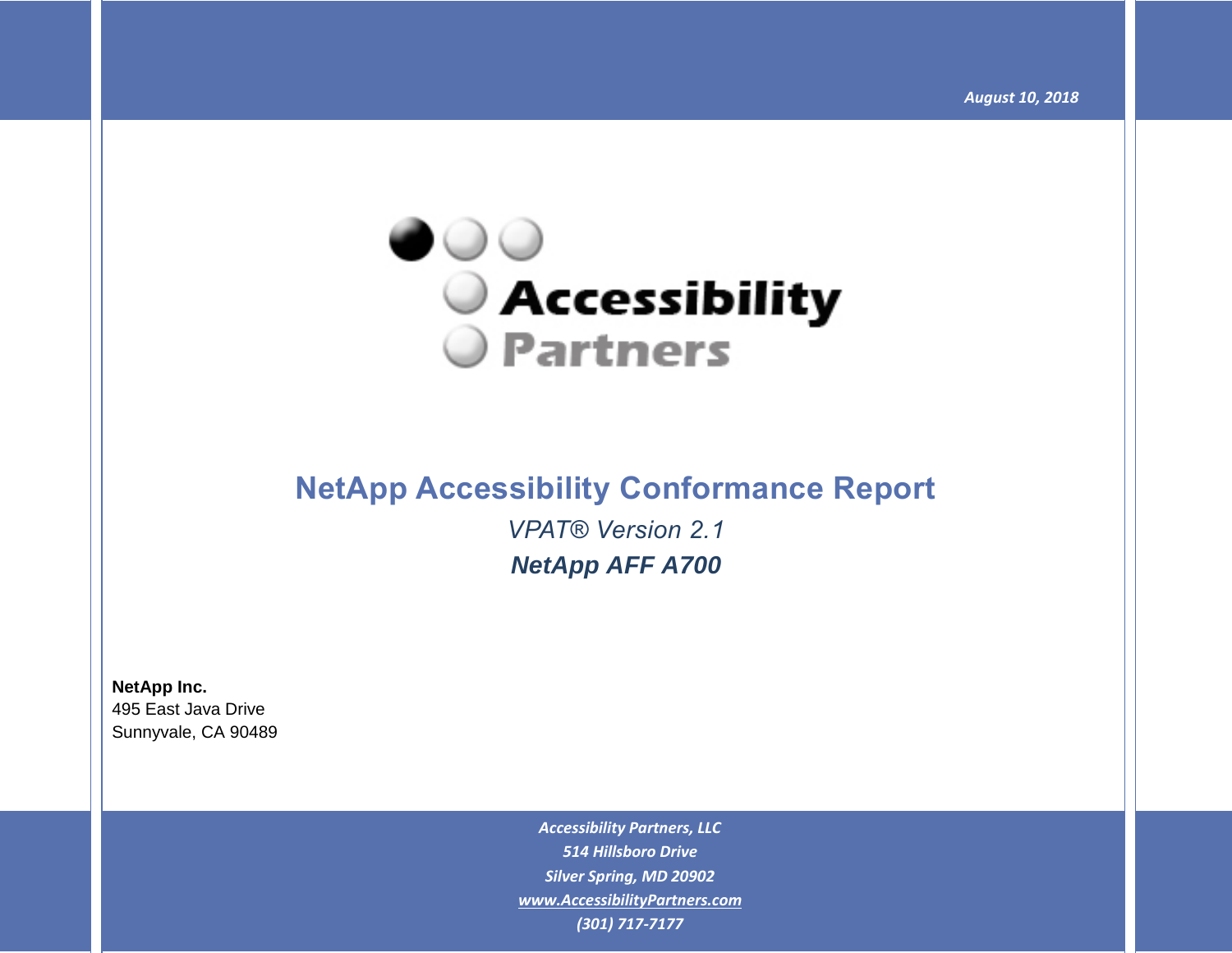*August 10, 2018*

Accessibility Partners

# NetApp Accessibility Conformance Report

*VPAT® Version 2.1*

***NetApp AFF A700***

**NetApp Inc.**
495 East Java Drive
Sunnyvale, CA 90489

*Accessibility Partners, LLC*
*514 Hillsboro Drive*
*Silver Spring, MD 20902*
*www.AccessibilityPartners.com*
*(301) 717-7177*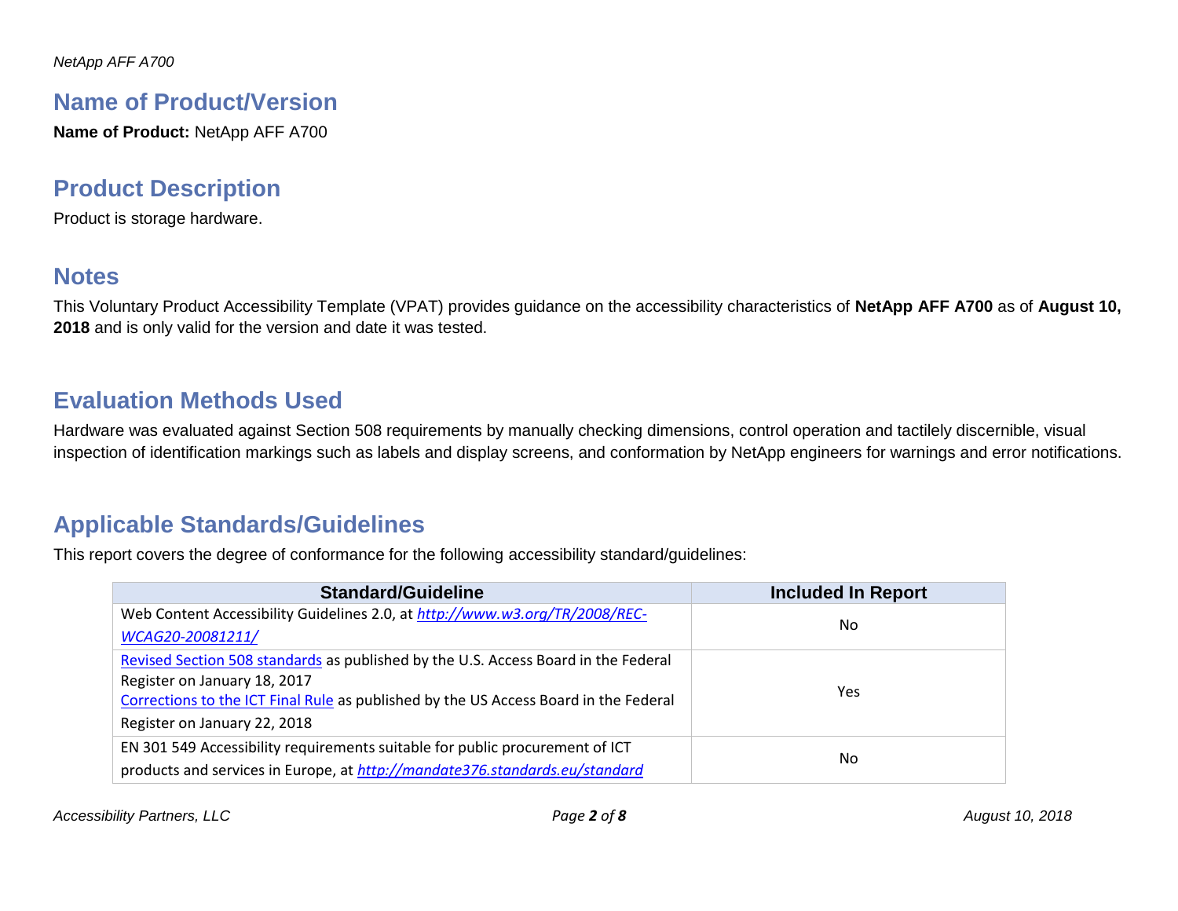## Name of Product/Version

**Name of Product:** NetApp AFF A700

## Product Description

Product is storage hardware.

## Notes

This Voluntary Product Accessibility Template (VPAT) provides guidance on the accessibility characteristics of **NetApp AFF A700** as of **August 10, 2018** and is only valid for the version and date it was tested.

## Evaluation Methods Used

Hardware was evaluated against Section 508 requirements by manually checking dimensions, control operation and tactilely discernible, visual inspection of identification markings such as labels and display screens, and conformation by NetApp engineers for warnings and error notifications.

## Applicable Standards/Guidelines

This report covers the degree of conformance for the following accessibility standard/guidelines:

| Standard/Guideline | Included In Report |
|---|---|
| Web Content Accessibility Guidelines 2.0, at *http://www.w3.org/TR/2008/REC-WCAG20-20081211/* | No |
| Revised Section 508 standards as published by the U.S. Access Board in the Federal Register on January 18, 2017<br>Corrections to the ICT Final Rule as published by the US Access Board in the Federal Register on January 22, 2018 | Yes |
| EN 301 549 Accessibility requirements suitable for public procurement of ICT products and services in Europe, at *http://mandate376.standards.eu/standard* | No |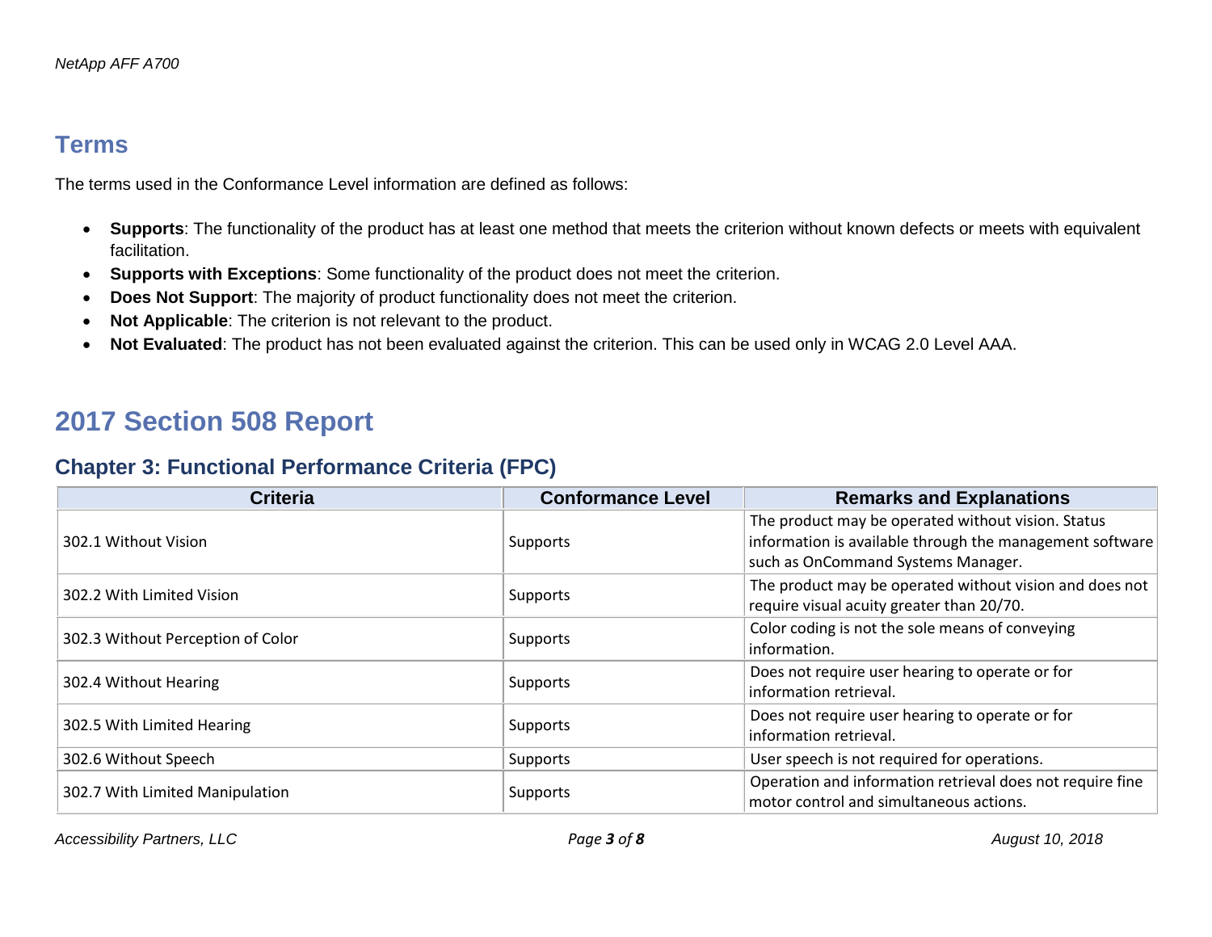## Terms

The terms used in the Conformance Level information are defined as follows:

- **Supports**: The functionality of the product has at least one method that meets the criterion without known defects or meets with equivalent facilitation.
- **Supports with Exceptions**: Some functionality of the product does not meet the criterion.
- **Does Not Support**: The majority of product functionality does not meet the criterion.
- **Not Applicable**: The criterion is not relevant to the product.
- **Not Evaluated**: The product has not been evaluated against the criterion. This can be used only in WCAG 2.0 Level AAA.

# 2017 Section 508 Report

### Chapter 3: Functional Performance Criteria (FPC)

| Criteria | Conformance Level | Remarks and Explanations |
|---|---|---|
| 302.1 Without Vision | Supports | The product may be operated without vision. Status information is available through the management software such as OnCommand Systems Manager. |
| 302.2 With Limited Vision | Supports | The product may be operated without vision and does not require visual acuity greater than 20/70. |
| 302.3 Without Perception of Color | Supports | Color coding is not the sole means of conveying information. |
| 302.4 Without Hearing | Supports | Does not require user hearing to operate or for information retrieval. |
| 302.5 With Limited Hearing | Supports | Does not require user hearing to operate or for information retrieval. |
| 302.6 Without Speech | Supports | User speech is not required for operations. |
| 302.7 With Limited Manipulation | Supports | Operation and information retrieval does not require fine motor control and simultaneous actions. |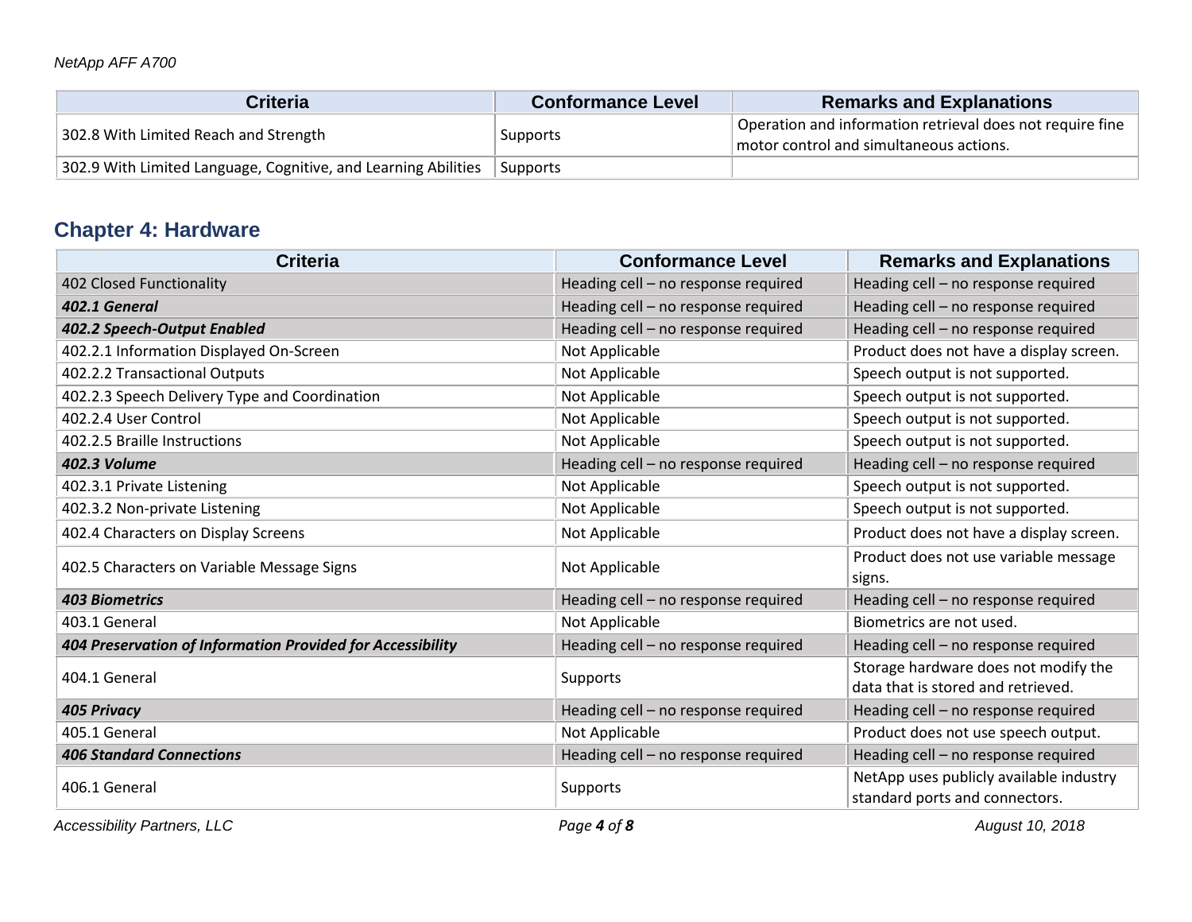| Criteria | Conformance Level | Remarks and Explanations |
|---|---|---|
| 302.8 With Limited Reach and Strength | Supports | Operation and information retrieval does not require fine motor control and simultaneous actions. |
| 302.9 With Limited Language, Cognitive, and Learning Abilities | Supports | |

## Chapter 4: Hardware

| Criteria | Conformance Level | Remarks and Explanations |
|---|---|---|
| 402 Closed Functionality | Heading cell – no response required | Heading cell – no response required |
| ***402.1 General*** | Heading cell – no response required | Heading cell – no response required |
| ***402.2 Speech-Output Enabled*** | Heading cell – no response required | Heading cell – no response required |
| 402.2.1 Information Displayed On-Screen | Not Applicable | Product does not have a display screen. |
| 402.2.2 Transactional Outputs | Not Applicable | Speech output is not supported. |
| 402.2.3 Speech Delivery Type and Coordination | Not Applicable | Speech output is not supported. |
| 402.2.4 User Control | Not Applicable | Speech output is not supported. |
| 402.2.5 Braille Instructions | Not Applicable | Speech output is not supported. |
| ***402.3 Volume*** | Heading cell – no response required | Heading cell – no response required |
| 402.3.1 Private Listening | Not Applicable | Speech output is not supported. |
| 402.3.2 Non-private Listening | Not Applicable | Speech output is not supported. |
| 402.4 Characters on Display Screens | Not Applicable | Product does not have a display screen. |
| 402.5 Characters on Variable Message Signs | Not Applicable | Product does not use variable message signs. |
| ***403 Biometrics*** | Heading cell – no response required | Heading cell – no response required |
| 403.1 General | Not Applicable | Biometrics are not used. |
| ***404 Preservation of Information Provided for Accessibility*** | Heading cell – no response required | Heading cell – no response required |
| 404.1 General | Supports | Storage hardware does not modify the data that is stored and retrieved. |
| ***405 Privacy*** | Heading cell – no response required | Heading cell – no response required |
| 405.1 General | Not Applicable | Product does not use speech output. |
| ***406 Standard Connections*** | Heading cell – no response required | Heading cell – no response required |
| 406.1 General | Supports | NetApp uses publicly available industry standard ports and connectors. |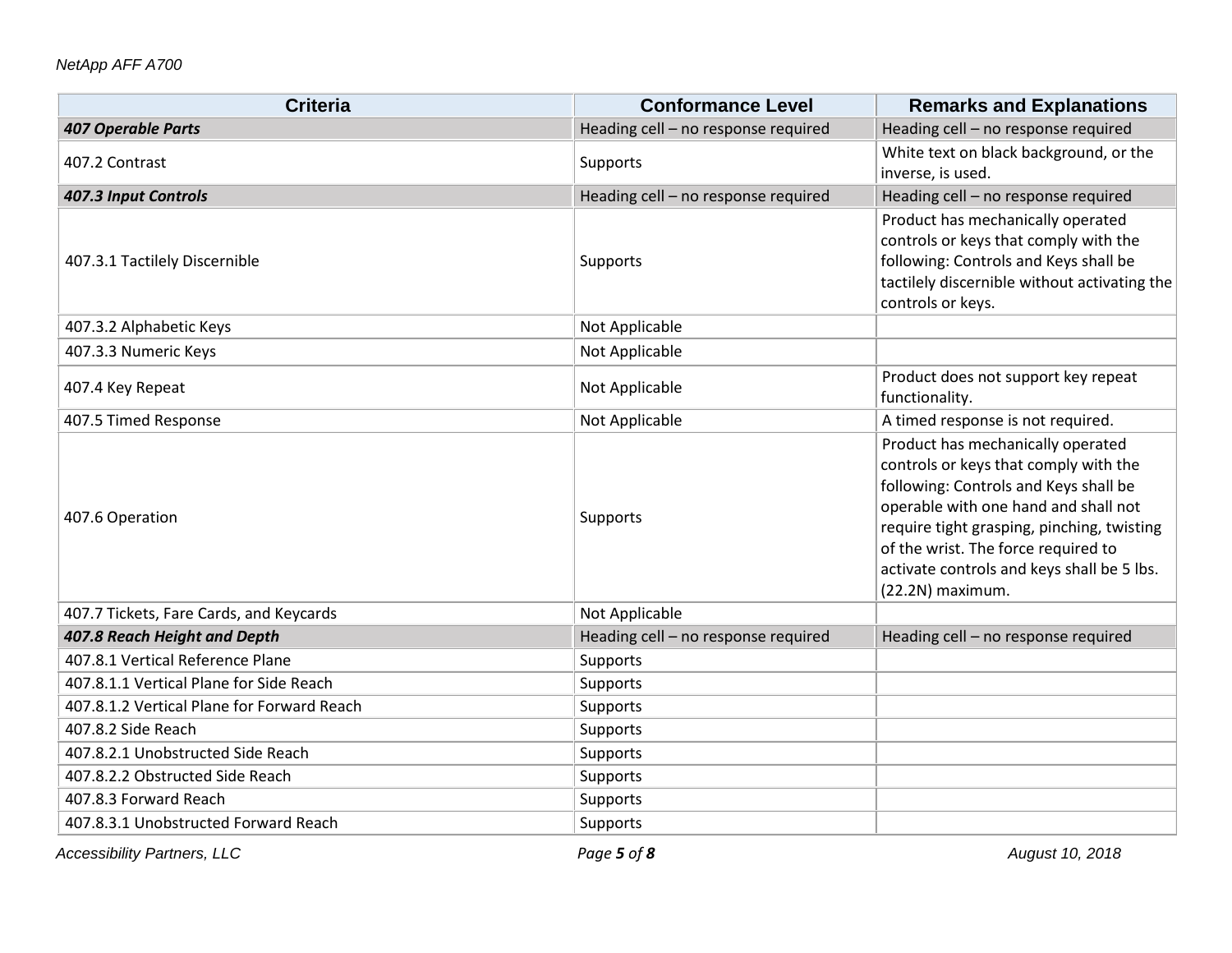| Criteria | Conformance Level | Remarks and Explanations |
|---|---|---|
| ***407 Operable Parts*** | Heading cell – no response required | Heading cell – no response required |
| 407.2 Contrast | Supports | White text on black background, or the inverse, is used. |
| ***407.3 Input Controls*** | Heading cell – no response required | Heading cell – no response required |
| 407.3.1 Tactilely Discernible | Supports | Product has mechanically operated controls or keys that comply with the following: Controls and Keys shall be tactilely discernible without activating the controls or keys. |
| 407.3.2 Alphabetic Keys | Not Applicable | |
| 407.3.3 Numeric Keys | Not Applicable | |
| 407.4 Key Repeat | Not Applicable | Product does not support key repeat functionality. |
| 407.5 Timed Response | Not Applicable | A timed response is not required. |
| 407.6 Operation | Supports | Product has mechanically operated controls or keys that comply with the following: Controls and Keys shall be operable with one hand and shall not require tight grasping, pinching, twisting of the wrist. The force required to activate controls and keys shall be 5 lbs. (22.2N) maximum. |
| 407.7 Tickets, Fare Cards, and Keycards | Not Applicable | |
| ***407.8 Reach Height and Depth*** | Heading cell – no response required | Heading cell – no response required |
| 407.8.1 Vertical Reference Plane | Supports | |
| 407.8.1.1 Vertical Plane for Side Reach | Supports | |
| 407.8.1.2 Vertical Plane for Forward Reach | Supports | |
| 407.8.2 Side Reach | Supports | |
| 407.8.2.1 Unobstructed Side Reach | Supports | |
| 407.8.2.2 Obstructed Side Reach | Supports | |
| 407.8.3 Forward Reach | Supports | |
| 407.8.3.1 Unobstructed Forward Reach | Supports | |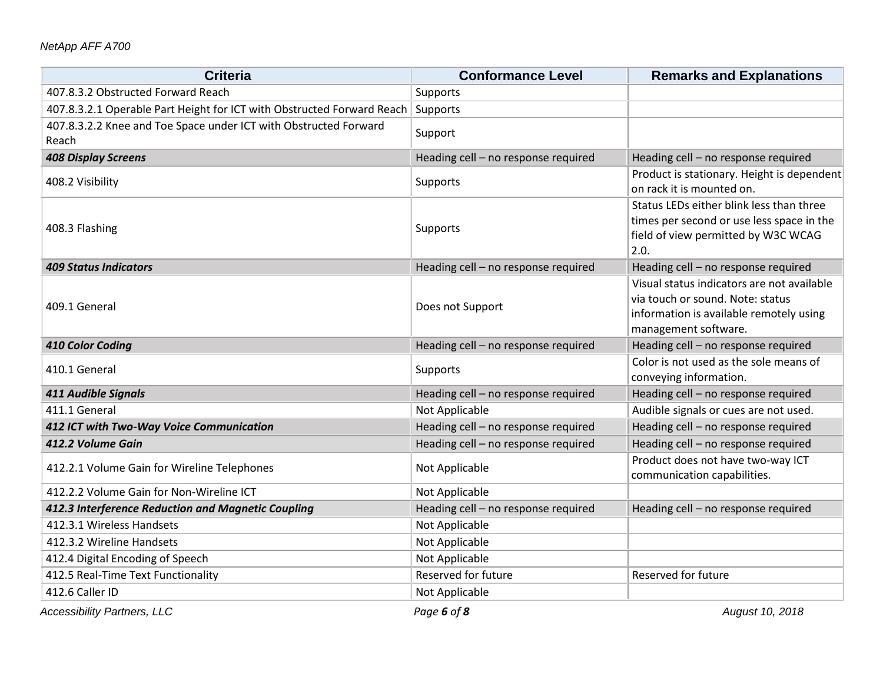| Criteria | Conformance Level | Remarks and Explanations |
|---|---|---|
| 407.8.3.2 Obstructed Forward Reach | Supports | |
| 407.8.3.2.1 Operable Part Height for ICT with Obstructed Forward Reach | Supports | |
| 407.8.3.2.2 Knee and Toe Space under ICT with Obstructed Forward Reach | Support | |
| ***408 Display Screens*** | Heading cell – no response required | Heading cell – no response required |
| 408.2 Visibility | Supports | Product is stationary. Height is dependent on rack it is mounted on. |
| 408.3 Flashing | Supports | Status LEDs either blink less than three times per second or use less space in the field of view permitted by W3C WCAG 2.0. |
| ***409 Status Indicators*** | Heading cell – no response required | Heading cell – no response required |
| 409.1 General | Does not Support | Visual status indicators are not available via touch or sound. Note: status information is available remotely using management software. |
| ***410 Color Coding*** | Heading cell – no response required | Heading cell – no response required |
| 410.1 General | Supports | Color is not used as the sole means of conveying information. |
| ***411 Audible Signals*** | Heading cell – no response required | Heading cell – no response required |
| 411.1 General | Not Applicable | Audible signals or cues are not used. |
| ***412 ICT with Two-Way Voice Communication*** | Heading cell – no response required | Heading cell – no response required |
| ***412.2 Volume Gain*** | Heading cell – no response required | Heading cell – no response required |
| 412.2.1 Volume Gain for Wireline Telephones | Not Applicable | Product does not have two-way ICT communication capabilities. |
| 412.2.2 Volume Gain for Non-Wireline ICT | Not Applicable | |
| ***412.3 Interference Reduction and Magnetic Coupling*** | Heading cell – no response required | Heading cell – no response required |
| 412.3.1 Wireless Handsets | Not Applicable | |
| 412.3.2 Wireline Handsets | Not Applicable | |
| 412.4 Digital Encoding of Speech | Not Applicable | |
| 412.5 Real-Time Text Functionality | Reserved for future | Reserved for future |
| 412.6 Caller ID | Not Applicable | |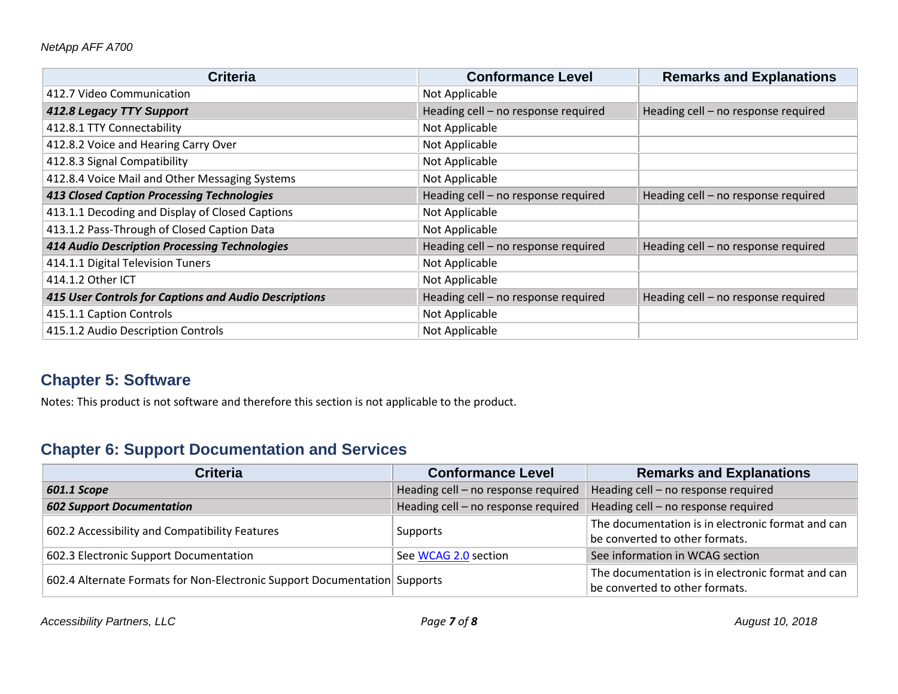| Criteria | Conformance Level | Remarks and Explanations |
|---|---|---|
| 412.7 Video Communication | Not Applicable | |
| ***412.8 Legacy TTY Support*** | Heading cell – no response required | Heading cell – no response required |
| 412.8.1 TTY Connectability | Not Applicable | |
| 412.8.2 Voice and Hearing Carry Over | Not Applicable | |
| 412.8.3 Signal Compatibility | Not Applicable | |
| 412.8.4 Voice Mail and Other Messaging Systems | Not Applicable | |
| ***413 Closed Caption Processing Technologies*** | Heading cell – no response required | Heading cell – no response required |
| 413.1.1 Decoding and Display of Closed Captions | Not Applicable | |
| 413.1.2 Pass-Through of Closed Caption Data | Not Applicable | |
| ***414 Audio Description Processing Technologies*** | Heading cell – no response required | Heading cell – no response required |
| 414.1.1 Digital Television Tuners | Not Applicable | |
| 414.1.2 Other ICT | Not Applicable | |
| ***415 User Controls for Captions and Audio Descriptions*** | Heading cell – no response required | Heading cell – no response required |
| 415.1.1 Caption Controls | Not Applicable | |
| 415.1.2 Audio Description Controls | Not Applicable | |

## Chapter 5: Software

Notes: This product is not software and therefore this section is not applicable to the product.

## Chapter 6: Support Documentation and Services

| Criteria | Conformance Level | Remarks and Explanations |
|---|---|---|
| ***601.1 Scope*** | Heading cell – no response required | Heading cell – no response required |
| ***602 Support Documentation*** | Heading cell – no response required | Heading cell – no response required |
| 602.2 Accessibility and Compatibility Features | Supports | The documentation is in electronic format and can be converted to other formats. |
| 602.3 Electronic Support Documentation | See WCAG 2.0 section | See information in WCAG section |
| 602.4 Alternate Formats for Non-Electronic Support Documentation | Supports | The documentation is in electronic format and can be converted to other formats. |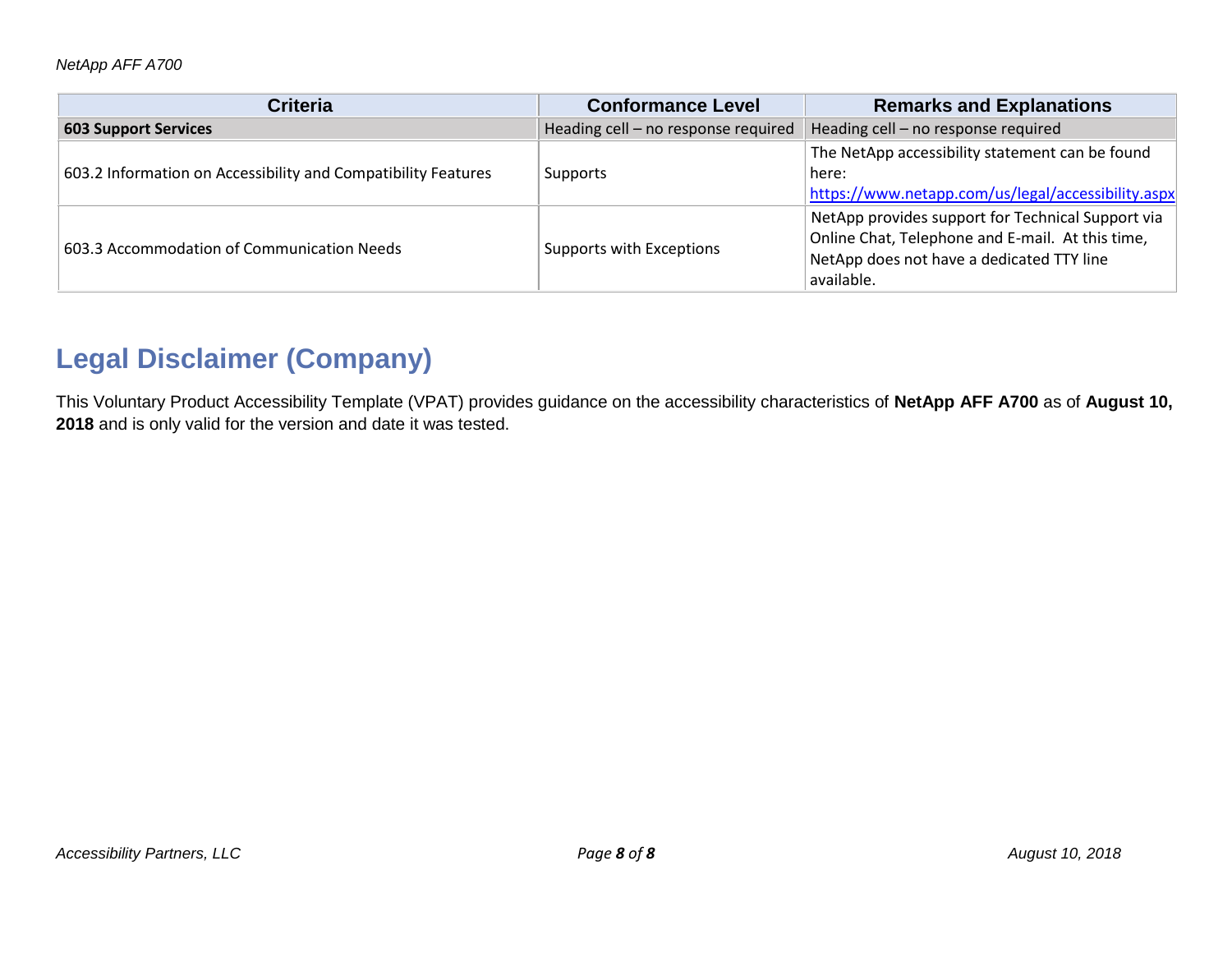| Criteria | Conformance Level | Remarks and Explanations |
| --- | --- | --- |
| **603 Support Services** | Heading cell – no response required | Heading cell – no response required |
| 603.2 Information on Accessibility and Compatibility Features | Supports | The NetApp accessibility statement can be found here: https://www.netapp.com/us/legal/accessibility.aspx |
| 603.3 Accommodation of Communication Needs | Supports with Exceptions | NetApp provides support for Technical Support via Online Chat, Telephone and E-mail. At this time, NetApp does not have a dedicated TTY line available. |

## Legal Disclaimer (Company)

This Voluntary Product Accessibility Template (VPAT) provides guidance on the accessibility characteristics of **NetApp AFF A700** as of **August 10, 2018** and is only valid for the version and date it was tested.